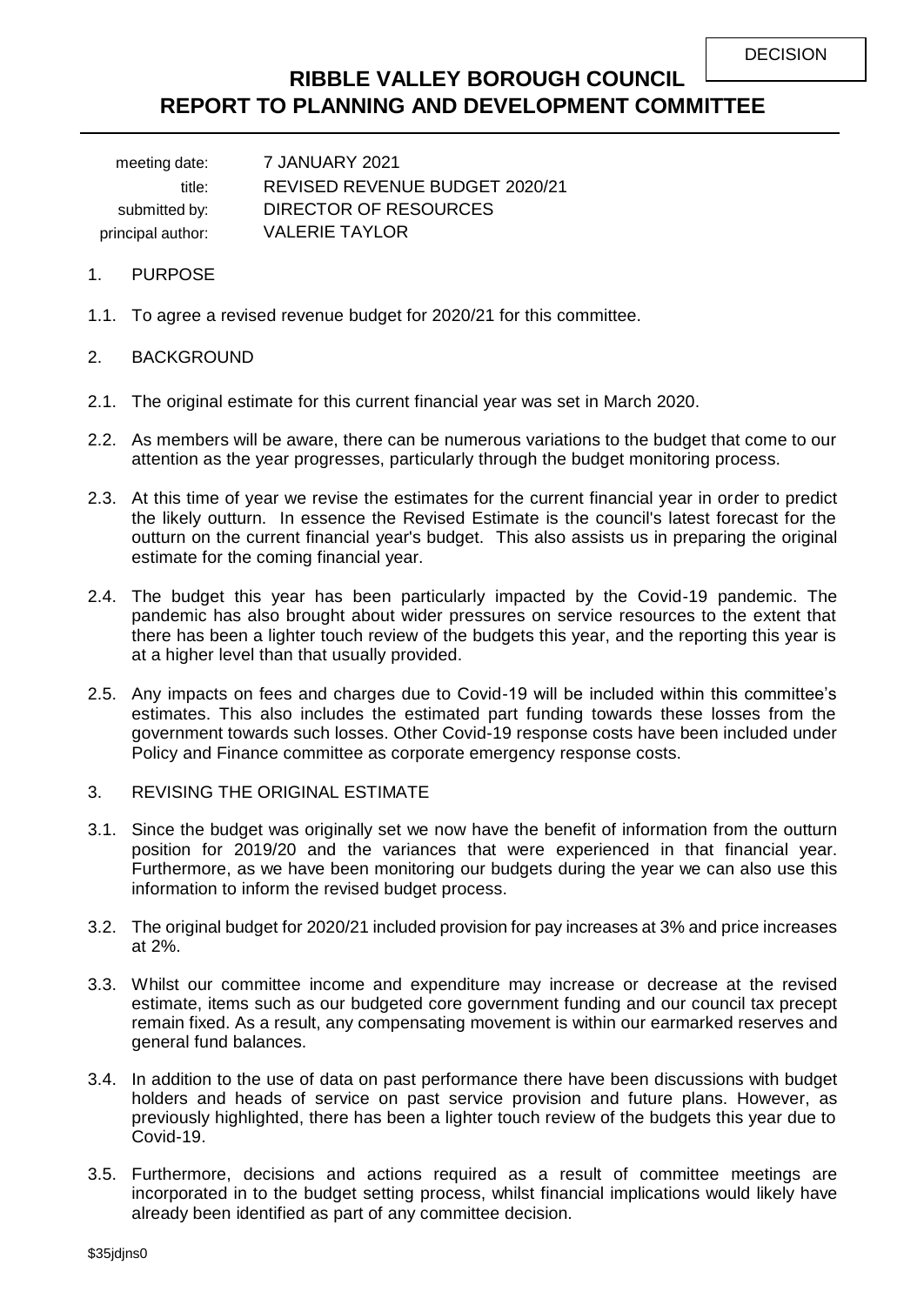DECISION

# RIBBLE VALLEY BOROUGH COUNCIL
## REPORT TO PLANNING AND DEVELOPMENT COMMITTEE

| | |
|---|---|
| meeting date: | 7 JANUARY 2021 |
| title: | REVISED REVENUE BUDGET 2020/21 |
| submitted by: | DIRECTOR OF RESOURCES |
| principal author: | VALERIE TAYLOR |

1. PURPOSE

1.1. To agree a revised revenue budget for 2020/21 for this committee.

2. BACKGROUND

2.1. The original estimate for this current financial year was set in March 2020.

2.2. As members will be aware, there can be numerous variations to the budget that come to our attention as the year progresses, particularly through the budget monitoring process.

2.3. At this time of year we revise the estimates for the current financial year in order to predict the likely outturn. In essence the Revised Estimate is the council's latest forecast for the outturn on the current financial year's budget. This also assists us in preparing the original estimate for the coming financial year.

2.4. The budget this year has been particularly impacted by the Covid-19 pandemic. The pandemic has also brought about wider pressures on service resources to the extent that there has been a lighter touch review of the budgets this year, and the reporting this year is at a higher level than that usually provided.

2.5. Any impacts on fees and charges due to Covid-19 will be included within this committee's estimates. This also includes the estimated part funding towards these losses from the government towards such losses. Other Covid-19 response costs have been included under Policy and Finance committee as corporate emergency response costs.

3. REVISING THE ORIGINAL ESTIMATE

3.1. Since the budget was originally set we now have the benefit of information from the outturn position for 2019/20 and the variances that were experienced in that financial year. Furthermore, as we have been monitoring our budgets during the year we can also use this information to inform the revised budget process.

3.2. The original budget for 2020/21 included provision for pay increases at 3% and price increases at 2%.

3.3. Whilst our committee income and expenditure may increase or decrease at the revised estimate, items such as our budgeted core government funding and our council tax precept remain fixed. As a result, any compensating movement is within our earmarked reserves and general fund balances.

3.4. In addition to the use of data on past performance there have been discussions with budget holders and heads of service on past service provision and future plans. However, as previously highlighted, there has been a lighter touch review of the budgets this year due to Covid-19.

3.5. Furthermore, decisions and actions required as a result of committee meetings are incorporated in to the budget setting process, whilst financial implications would likely have already been identified as part of any committee decision.

$35jdjns0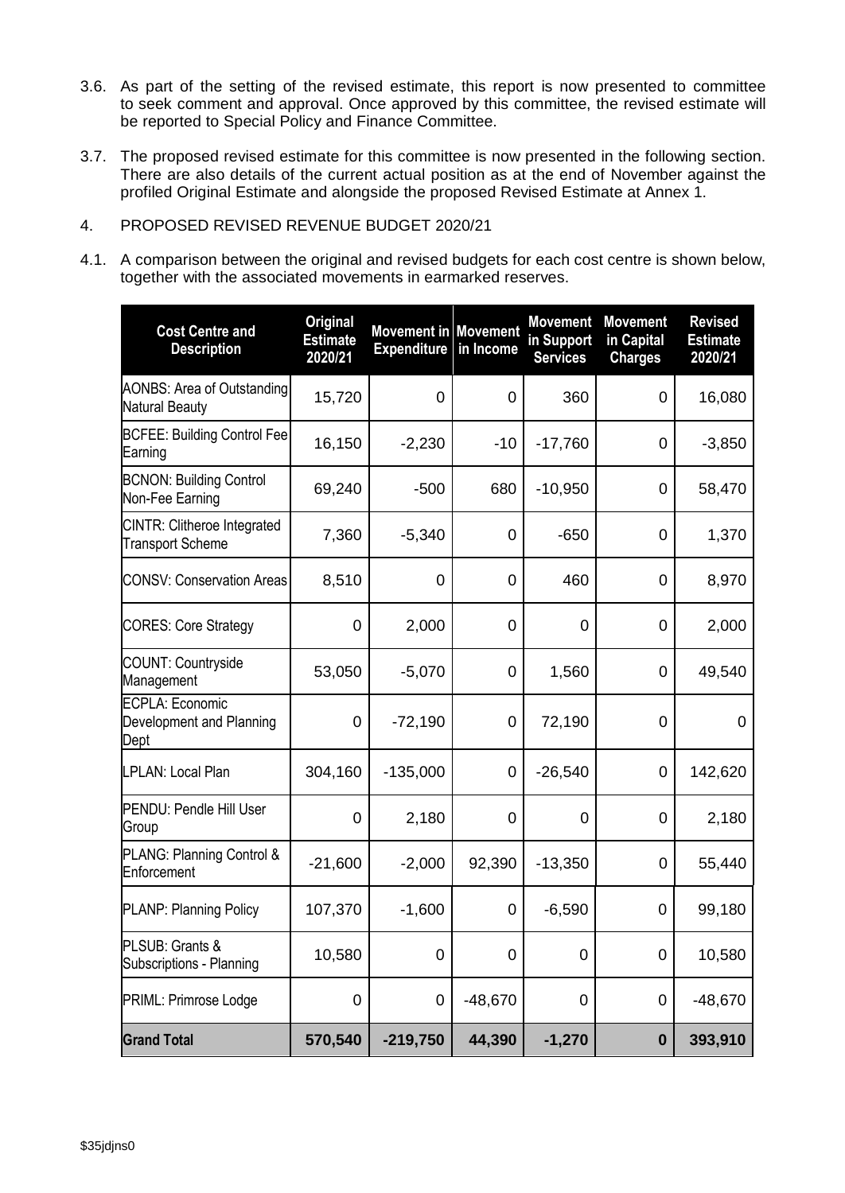3.6. As part of the setting of the revised estimate, this report is now presented to committee to seek comment and approval. Once approved by this committee, the revised estimate will be reported to Special Policy and Finance Committee.

3.7. The proposed revised estimate for this committee is now presented in the following section. There are also details of the current actual position as at the end of November against the profiled Original Estimate and alongside the proposed Revised Estimate at Annex 1.

4. PROPOSED REVISED REVENUE BUDGET 2020/21

4.1. A comparison between the original and revised budgets for each cost centre is shown below, together with the associated movements in earmarked reserves.

| Cost Centre and Description | Original Estimate 2020/21 | Movement in Expenditure | Movement in Income | Movement in Support Services | Movement in Capital Charges | Revised Estimate 2020/21 |
|---|---|---|---|---|---|---|
| AONBS: Area of Outstanding Natural Beauty | 15,720 | 0 | 0 | 360 | 0 | 16,080 |
| BCFEE: Building Control Fee Earning | 16,150 | -2,230 | -10 | -17,760 | 0 | -3,850 |
| BCNON: Building Control Non-Fee Earning | 69,240 | -500 | 680 | -10,950 | 0 | 58,470 |
| CINTR: Clitheroe Integrated Transport Scheme | 7,360 | -5,340 | 0 | -650 | 0 | 1,370 |
| CONSV: Conservation Areas | 8,510 | 0 | 0 | 460 | 0 | 8,970 |
| CORES: Core Strategy | 0 | 2,000 | 0 | 0 | 0 | 2,000 |
| COUNT: Countryside Management | 53,050 | -5,070 | 0 | 1,560 | 0 | 49,540 |
| ECPLA: Economic Development and Planning Dept | 0 | -72,190 | 0 | 72,190 | 0 | 0 |
| LPLAN: Local Plan | 304,160 | -135,000 | 0 | -26,540 | 0 | 142,620 |
| PENDU: Pendle Hill User Group | 0 | 2,180 | 0 | 0 | 0 | 2,180 |
| PLANG: Planning Control & Enforcement | -21,600 | -2,000 | 92,390 | -13,350 | 0 | 55,440 |
| PLANP: Planning Policy | 107,370 | -1,600 | 0 | -6,590 | 0 | 99,180 |
| PLSUB: Grants & Subscriptions - Planning | 10,580 | 0 | 0 | 0 | 0 | 10,580 |
| PRIML: Primrose Lodge | 0 | 0 | -48,670 | 0 | 0 | -48,670 |
| **Grand Total** | **570,540** | **-219,750** | **44,390** | **-1,270** | **0** | **393,910** |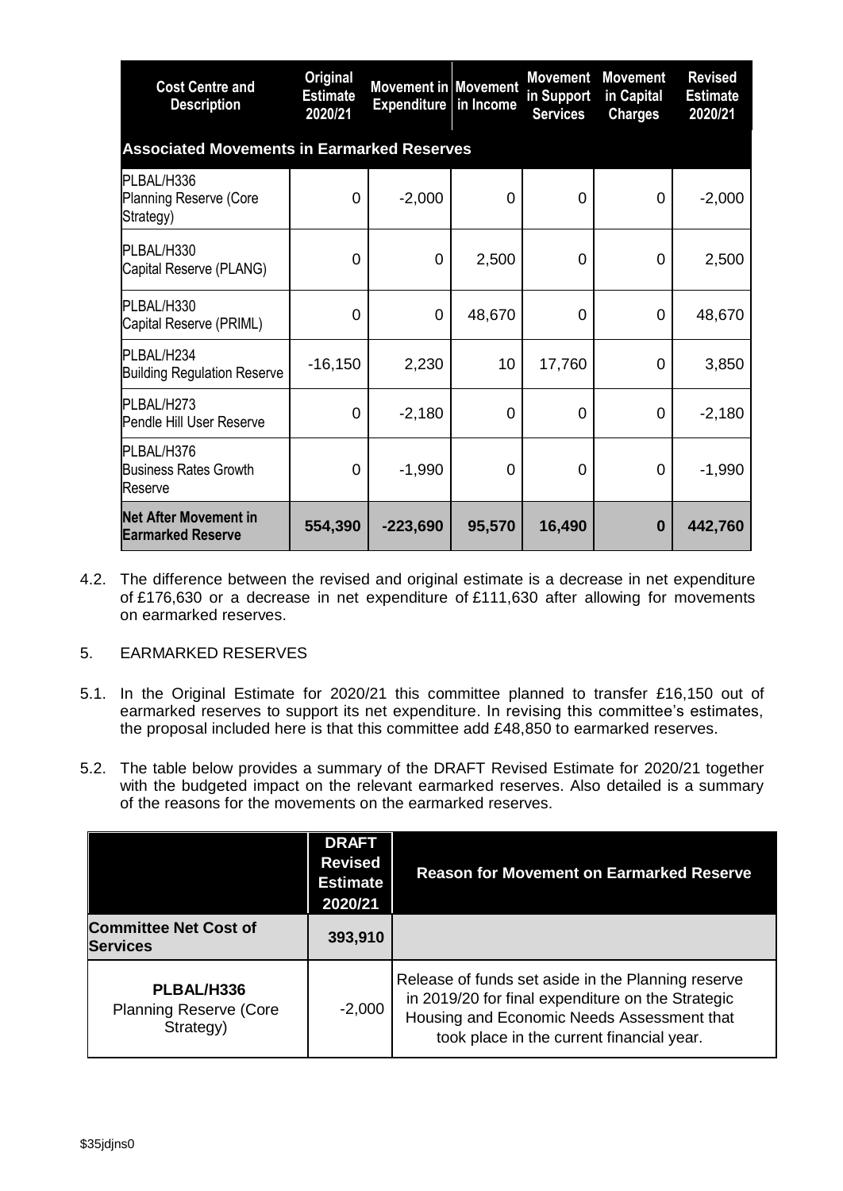| Cost Centre and Description | Original Estimate 2020/21 | Movement in Expenditure | Movement in Income | Movement in Support Services | Movement in Capital Charges | Revised Estimate 2020/21 |
|---|---|---|---|---|---|---|
| **Associated Movements in Earmarked Reserves** | | | | | | |
| PLBAL/H336 Planning Reserve (Core Strategy) | 0 | -2,000 | 0 | 0 | 0 | -2,000 |
| PLBAL/H330 Capital Reserve (PLANG) | 0 | 0 | 2,500 | 0 | 0 | 2,500 |
| PLBAL/H330 Capital Reserve (PRIML) | 0 | 0 | 48,670 | 0 | 0 | 48,670 |
| PLBAL/H234 Building Regulation Reserve | -16,150 | 2,230 | 10 | 17,760 | 0 | 3,850 |
| PLBAL/H273 Pendle Hill User Reserve | 0 | -2,180 | 0 | 0 | 0 | -2,180 |
| PLBAL/H376 Business Rates Growth Reserve | 0 | -1,990 | 0 | 0 | 0 | -1,990 |
| **Net After Movement in Earmarked Reserve** | **554,390** | **-223,690** | **95,570** | **16,490** | **0** | **442,760** |

4.2. The difference between the revised and original estimate is a decrease in net expenditure of £176,630 or a decrease in net expenditure of £111,630 after allowing for movements on earmarked reserves.

5. EARMARKED RESERVES

5.1. In the Original Estimate for 2020/21 this committee planned to transfer £16,150 out of earmarked reserves to support its net expenditure. In revising this committee's estimates, the proposal included here is that this committee add £48,850 to earmarked reserves.

5.2. The table below provides a summary of the DRAFT Revised Estimate for 2020/21 together with the budgeted impact on the relevant earmarked reserves. Also detailed is a summary of the reasons for the movements on the earmarked reserves.

| | DRAFT Revised Estimate 2020/21 | Reason for Movement on Earmarked Reserve |
|---|---|---|
| **Committee Net Cost of Services** | **393,910** | |
| **PLBAL/H336** Planning Reserve (Core Strategy) | -2,000 | Release of funds set aside in the Planning reserve in 2019/20 for final expenditure on the Strategic Housing and Economic Needs Assessment that took place in the current financial year. |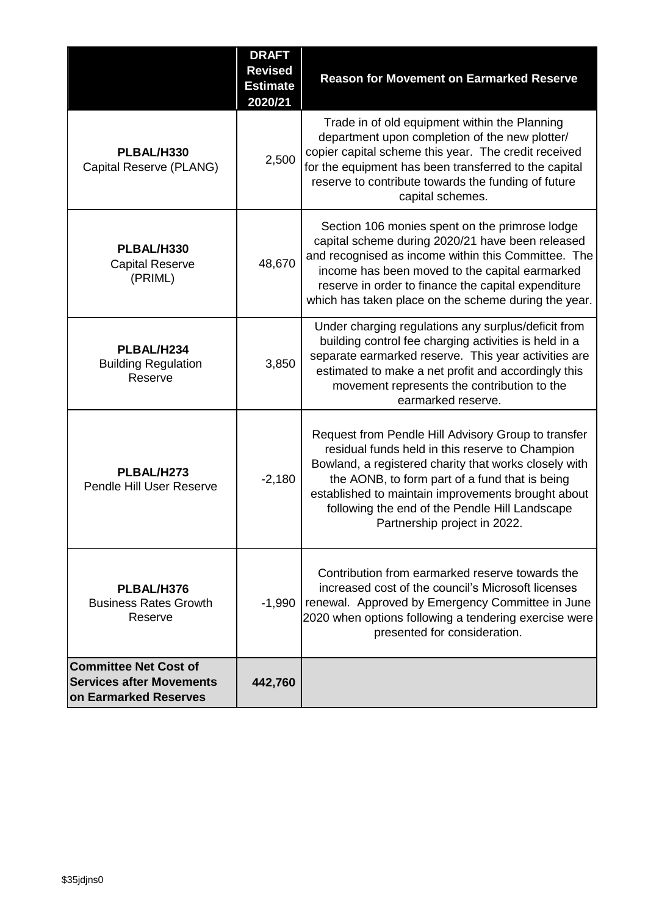| | DRAFT Revised Estimate 2020/21 | Reason for Movement on Earmarked Reserve |
|---|---|---|
| **PLBAL/H330** Capital Reserve (PLANG) | 2,500 | Trade in of old equipment within the Planning department upon completion of the new plotter/ copier capital scheme this year. The credit received for the equipment has been transferred to the capital reserve to contribute towards the funding of future capital schemes. |
| **PLBAL/H330** Capital Reserve (PRIML) | 48,670 | Section 106 monies spent on the primrose lodge capital scheme during 2020/21 have been released and recognised as income within this Committee. The income has been moved to the capital earmarked reserve in order to finance the capital expenditure which has taken place on the scheme during the year. |
| **PLBAL/H234** Building Regulation Reserve | 3,850 | Under charging regulations any surplus/deficit from building control fee charging activities is held in a separate earmarked reserve. This year activities are estimated to make a net profit and accordingly this movement represents the contribution to the earmarked reserve. |
| **PLBAL/H273** Pendle Hill User Reserve | -2,180 | Request from Pendle Hill Advisory Group to transfer residual funds held in this reserve to Champion Bowland, a registered charity that works closely with the AONB, to form part of a fund that is being established to maintain improvements brought about following the end of the Pendle Hill Landscape Partnership project in 2022. |
| **PLBAL/H376** Business Rates Growth Reserve | -1,990 | Contribution from earmarked reserve towards the increased cost of the council's Microsoft licenses renewal. Approved by Emergency Committee in June 2020 when options following a tendering exercise were presented for consideration. |
| **Committee Net Cost of Services after Movements on Earmarked Reserves** | **442,760** | |

$35jdjns0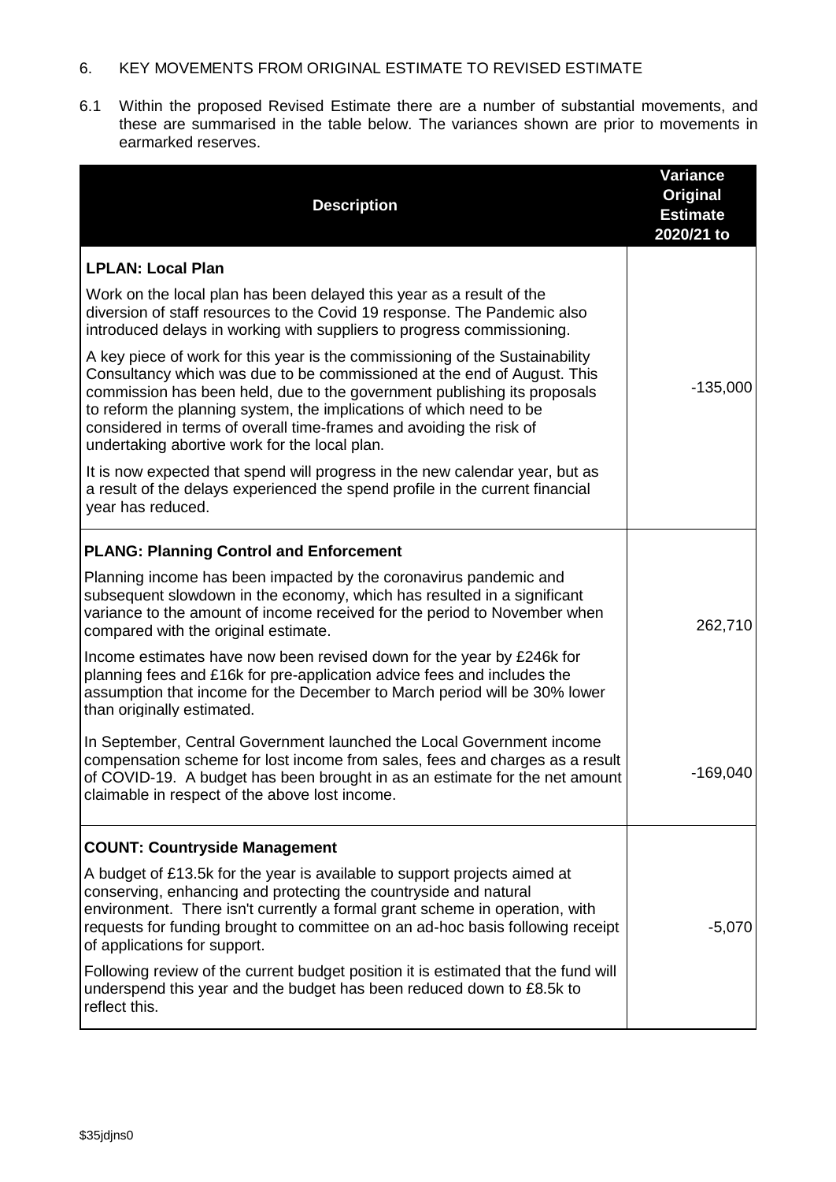## 6. KEY MOVEMENTS FROM ORIGINAL ESTIMATE TO REVISED ESTIMATE

6.1 Within the proposed Revised Estimate there are a number of substantial movements, and these are summarised in the table below. The variances shown are prior to movements in earmarked reserves.

| Description | Variance Original Estimate 2020/21 to |
|---|---|
| **LPLAN: Local Plan**<br><br>Work on the local plan has been delayed this year as a result of the diversion of staff resources to the Covid 19 response. The Pandemic also introduced delays in working with suppliers to progress commissioning.<br><br>A key piece of work for this year is the commissioning of the Sustainability Consultancy which was due to be commissioned at the end of August. This commission has been held, due to the government publishing its proposals to reform the planning system, the implications of which need to be considered in terms of overall time-frames and avoiding the risk of undertaking abortive work for the local plan.<br><br>It is now expected that spend will progress in the new calendar year, but as a result of the delays experienced the spend profile in the current financial year has reduced. | -135,000 |
| **PLANG: Planning Control and Enforcement**<br><br>Planning income has been impacted by the coronavirus pandemic and subsequent slowdown in the economy, which has resulted in a significant variance to the amount of income received for the period to November when compared with the original estimate.<br><br>Income estimates have now been revised down for the year by £246k for planning fees and £16k for pre-application advice fees and includes the assumption that income for the December to March period will be 30% lower than originally estimated. | 262,710 |
| In September, Central Government launched the Local Government income compensation scheme for lost income from sales, fees and charges as a result of COVID-19. A budget has been brought in as an estimate for the net amount claimable in respect of the above lost income. | -169,040 |
| **COUNT: Countryside Management**<br><br>A budget of £13.5k for the year is available to support projects aimed at conserving, enhancing and protecting the countryside and natural environment. There isn't currently a formal grant scheme in operation, with requests for funding brought to committee on an ad-hoc basis following receipt of applications for support.<br><br>Following review of the current budget position it is estimated that the fund will underspend this year and the budget has been reduced down to £8.5k to reflect this. | -5,070 |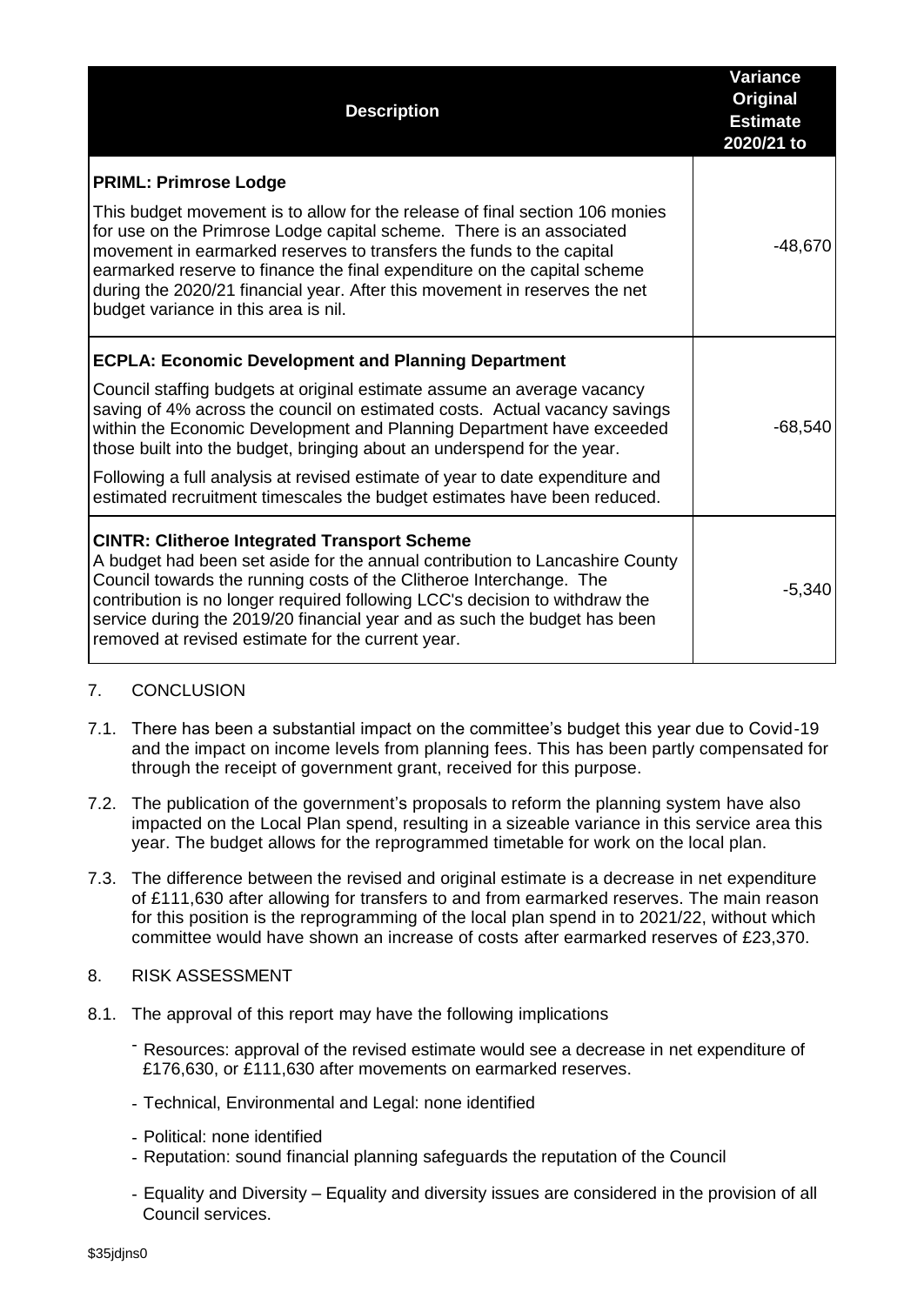| Description | Variance Original Estimate 2020/21 to |
|---|---|
| **PRIML: Primrose Lodge**<br><br>This budget movement is to allow for the release of final section 106 monies for use on the Primrose Lodge capital scheme. There is an associated movement in earmarked reserves to transfers the funds to the capital earmarked reserve to finance the final expenditure on the capital scheme during the 2020/21 financial year. After this movement in reserves the net budget variance in this area is nil. | -48,670 |
| **ECPLA: Economic Development and Planning Department**<br><br>Council staffing budgets at original estimate assume an average vacancy saving of 4% across the council on estimated costs. Actual vacancy savings within the Economic Development and Planning Department have exceeded those built into the budget, bringing about an underspend for the year.<br><br>Following a full analysis at revised estimate of year to date expenditure and estimated recruitment timescales the budget estimates have been reduced. | -68,540 |
| **CINTR: Clitheroe Integrated Transport Scheme**<br>A budget had been set aside for the annual contribution to Lancashire County Council towards the running costs of the Clitheroe Interchange. The contribution is no longer required following LCC's decision to withdraw the service during the 2019/20 financial year and as such the budget has been removed at revised estimate for the current year. | -5,340 |

7. CONCLUSION

7.1. There has been a substantial impact on the committee's budget this year due to Covid-19 and the impact on income levels from planning fees. This has been partly compensated for through the receipt of government grant, received for this purpose.

7.2. The publication of the government's proposals to reform the planning system have also impacted on the Local Plan spend, resulting in a sizeable variance in this service area this year. The budget allows for the reprogrammed timetable for work on the local plan.

7.3. The difference between the revised and original estimate is a decrease in net expenditure of £111,630 after allowing for transfers to and from earmarked reserves. The main reason for this position is the reprogramming of the local plan spend in to 2021/22, without which committee would have shown an increase of costs after earmarked reserves of £23,370.

8. RISK ASSESSMENT

8.1. The approval of this report may have the following implications

- Resources: approval of the revised estimate would see a decrease in net expenditure of £176,630, or £111,630 after movements on earmarked reserves.
- Technical, Environmental and Legal: none identified
- Political: none identified
- Reputation: sound financial planning safeguards the reputation of the Council
- Equality and Diversity – Equality and diversity issues are considered in the provision of all Council services.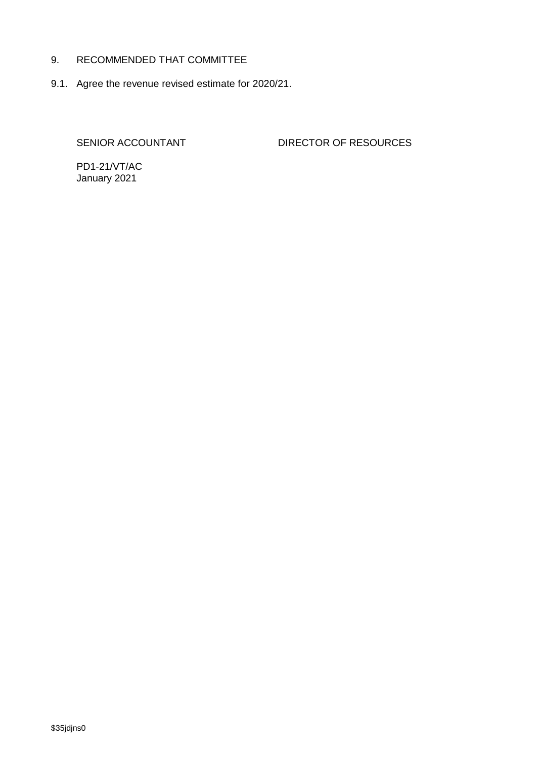## 9. RECOMMENDED THAT COMMITTEE

9.1. Agree the revenue revised estimate for 2020/21.

SENIOR ACCOUNTANT DIRECTOR OF RESOURCES

PD1-21/VT/AC
January 2021

$35jdjns0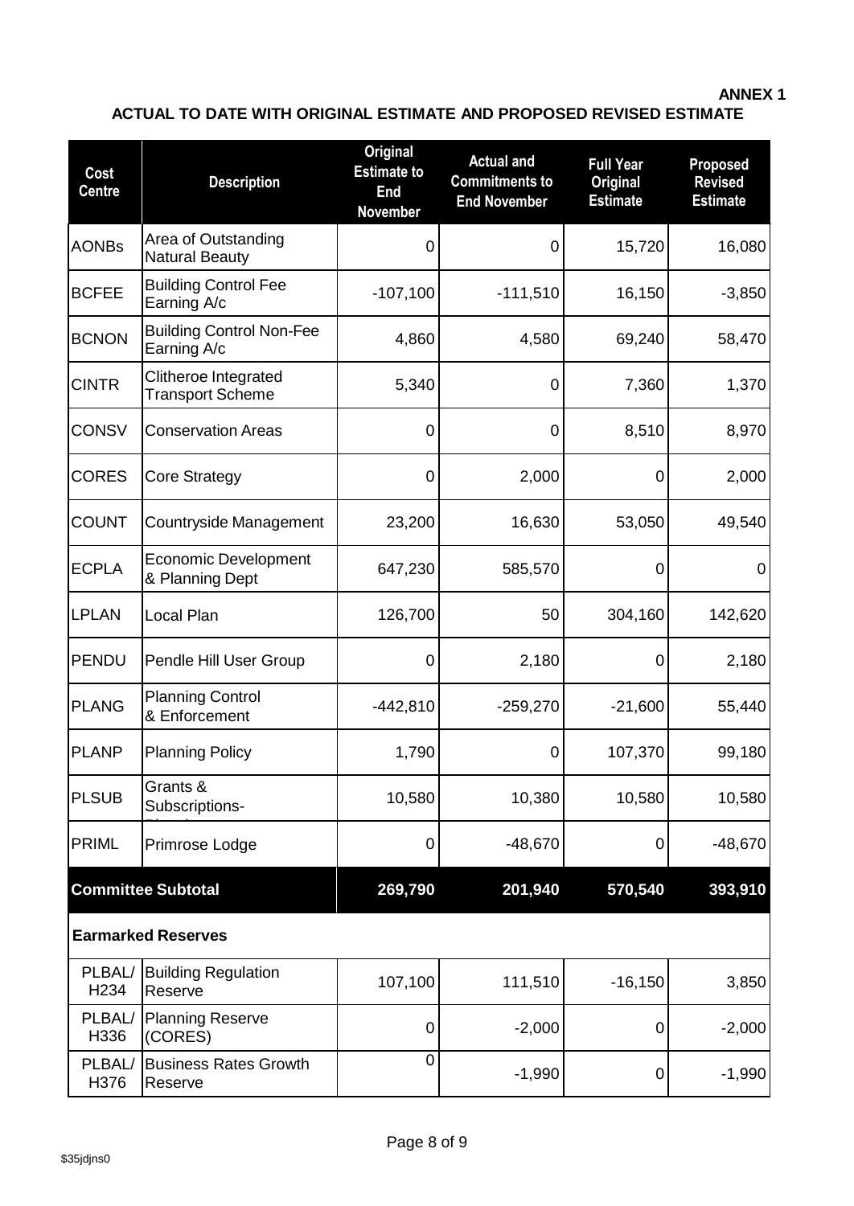**ANNEX 1**

**ACTUAL TO DATE WITH ORIGINAL ESTIMATE AND PROPOSED REVISED ESTIMATE**

| Cost Centre | Description | Original Estimate to End November | Actual and Commitments to End November | Full Year Original Estimate | Proposed Revised Estimate |
|---|---|---|---|---|---|
| AONBs | Area of Outstanding Natural Beauty | 0 | 0 | 15,720 | 16,080 |
| BCFEE | Building Control Fee Earning A/c | -107,100 | -111,510 | 16,150 | -3,850 |
| BCNON | Building Control Non-Fee Earning A/c | 4,860 | 4,580 | 69,240 | 58,470 |
| CINTR | Clitheroe Integrated Transport Scheme | 5,340 | 0 | 7,360 | 1,370 |
| CONSV | Conservation Areas | 0 | 0 | 8,510 | 8,970 |
| CORES | Core Strategy | 0 | 2,000 | 0 | 2,000 |
| COUNT | Countryside Management | 23,200 | 16,630 | 53,050 | 49,540 |
| ECPLA | Economic Development & Planning Dept | 647,230 | 585,570 | 0 | 0 |
| LPLAN | Local Plan | 126,700 | 50 | 304,160 | 142,620 |
| PENDU | Pendle Hill User Group | 0 | 2,180 | 0 | 2,180 |
| PLANG | Planning Control & Enforcement | -442,810 | -259,270 | -21,600 | 55,440 |
| PLANP | Planning Policy | 1,790 | 0 | 107,370 | 99,180 |
| PLSUB | Grants & Subscriptions- | 10,580 | 10,380 | 10,580 | 10,580 |
| PRIML | Primrose Lodge | 0 | -48,670 | 0 | -48,670 |
| **Committee Subtotal** | | **269,790** | **201,940** | **570,540** | **393,910** |
| **Earmarked Reserves** | | | | | |
| PLBAL/ H234 | Building Regulation Reserve | 107,100 | 111,510 | -16,150 | 3,850 |
| PLBAL/ H336 | Planning Reserve (CORES) | 0 | -2,000 | 0 | -2,000 |
| PLBAL/ H376 | Business Rates Growth Reserve | 0 | -1,990 | 0 | -1,990 |

$35jdjns0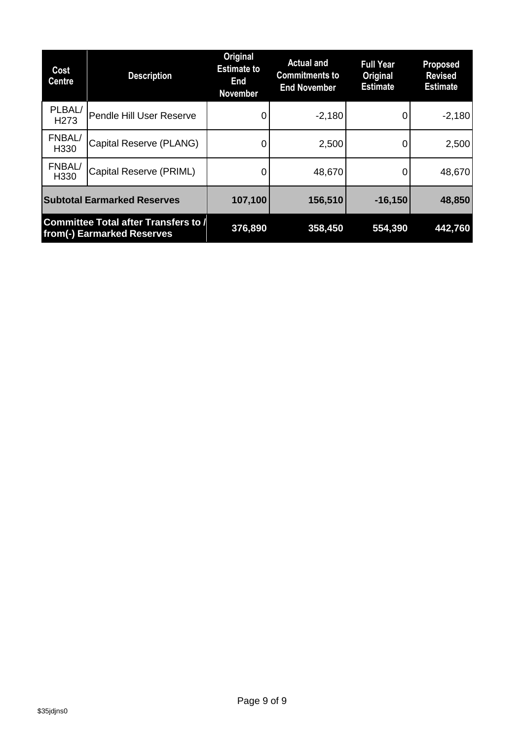| Cost Centre | Description | Original Estimate to End November | Actual and Commitments to End November | Full Year Original Estimate | Proposed Revised Estimate |
|---|---|---|---|---|---|
| PLBAL/ H273 | Pendle Hill User Reserve | 0 | -2,180 | 0 | -2,180 |
| FNBAL/ H330 | Capital Reserve (PLANG) | 0 | 2,500 | 0 | 2,500 |
| FNBAL/ H330 | Capital Reserve (PRIML) | 0 | 48,670 | 0 | 48,670 |
| **Subtotal Earmarked Reserves** | | **107,100** | **156,510** | **-16,150** | **48,850** |
| **Committee Total after Transfers to / from(-) Earmarked Reserves** | | **376,890** | **358,450** | **554,390** | **442,760** |

$35jdjns0